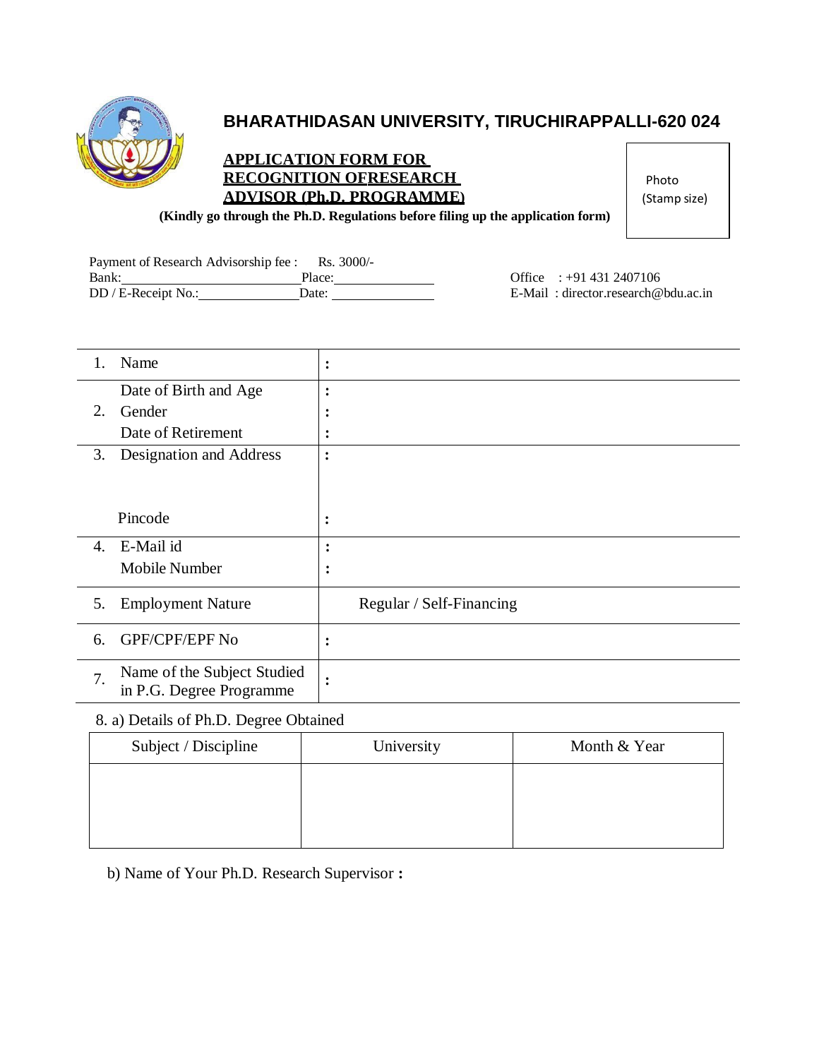# BHARATHIDASAN UNIVERSITY, TIRUCHIRAPPALLI-620 024

## APPLICATION FORM FOR RECOGNITION OFRESEARCH ADVISOR (Ph.D. PROGRAMME)

**(Kindly go through the Ph.D. Regulations before filing up the application form)**

Photo (Stamp size)

Payment of Research Advisorship fee : Rs. 3000/-
Bank:________________________ Place:______________
DD / E-Receipt No.:______________ Date: ______________

Office : +91 431 2407106
E-Mail : director.research@bdu.ac.in

| | | |
|---|---|---|
| 1. | Name | : |
| 2. | Date of Birth and Age<br>Gender<br>Date of Retirement | :<br>:<br>: |
| 3. | Designation and Address<br><br><br>Pincode | :<br><br><br>: |
| 4. | E-Mail id<br>Mobile Number | :<br>: |
| 5. | Employment Nature | Regular / Self-Financing |
| 6. | GPF/CPF/EPF No | : |
| 7. | Name of the Subject Studied in P.G. Degree Programme | : |

8. a) Details of Ph.D. Degree Obtained

| Subject / Discipline | University | Month & Year |
|---|---|---|
| | | |

b) Name of Your Ph.D. Research Supervisor **:**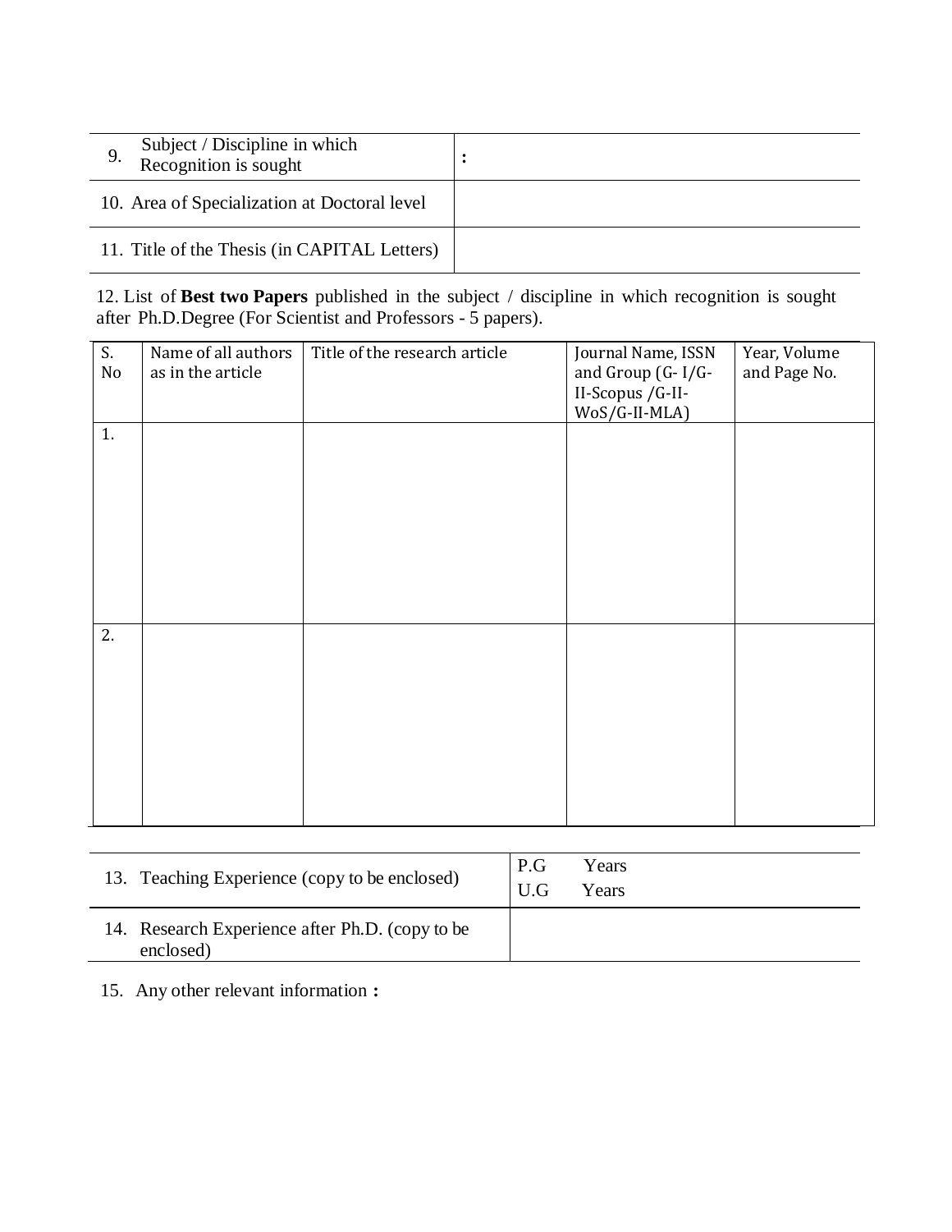| 9. Subject / Discipline in which Recognition is sought | : |
|---|---|
| 10. Area of Specialization at Doctoral level | |
| 11. Title of the Thesis (in CAPITAL Letters) | |

12. List of **Best two Papers** published in the subject / discipline in which recognition is sought after Ph.D.Degree (For Scientist and Professors - 5 papers).

| S. No | Name of all authors as in the article | Title of the research article | Journal Name, ISSN and Group (G- I/G-II-Scopus /G-II-WoS/G-II-MLA) | Year, Volume and Page No. |
|---|---|---|---|---|
| 1. | | | | |
| 2. | | | | |

| 13. Teaching Experience (copy to be enclosed) | P.G Years<br>U.G Years |
|---|---|
| 14. Research Experience after Ph.D. (copy to be enclosed) | |

15. Any other relevant information **:**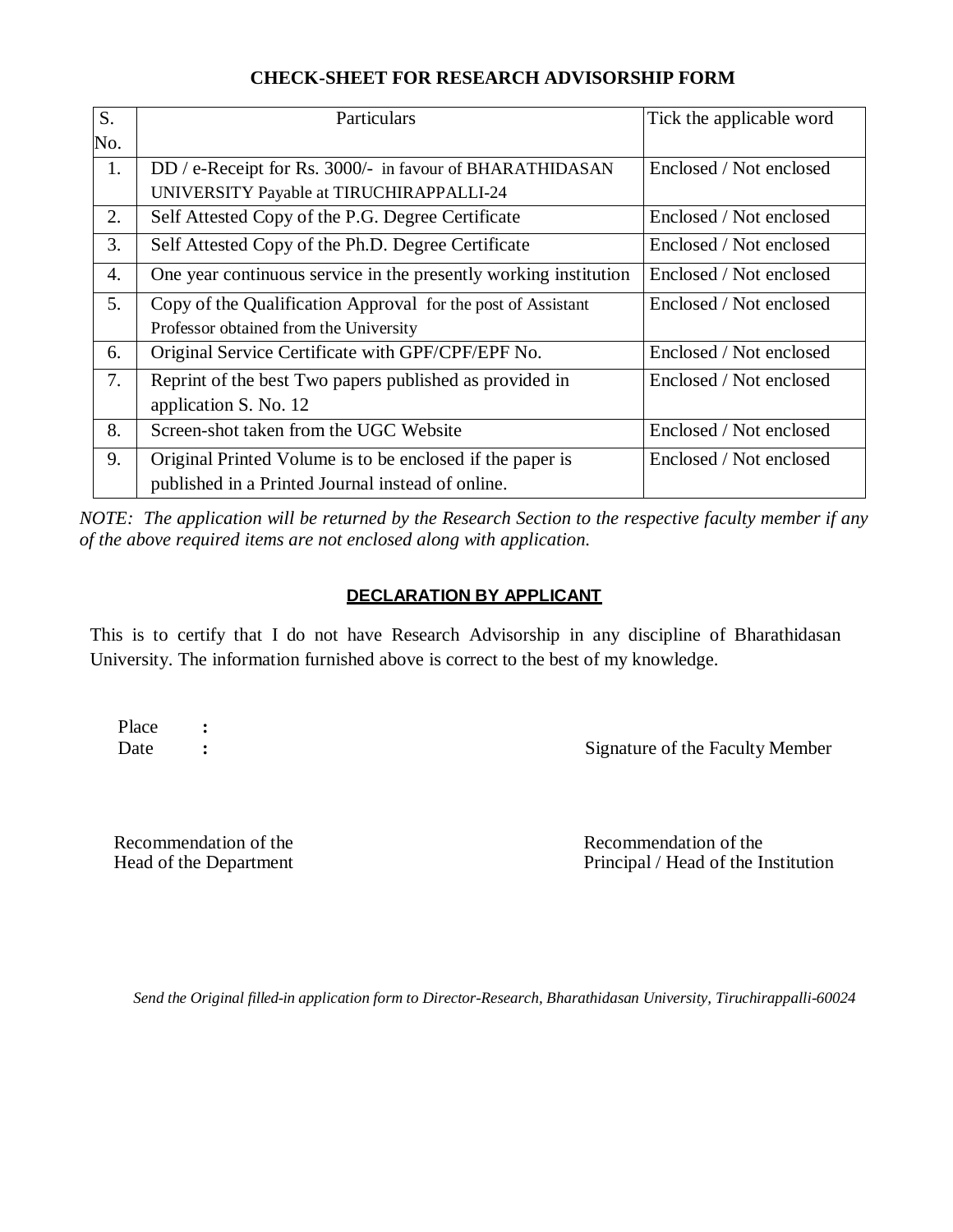## CHECK-SHEET FOR RESEARCH ADVISORSHIP FORM

| S. No. | Particulars | Tick the applicable word |
|---|---|---|
| 1. | DD / e-Receipt for Rs. 3000/- in favour of BHARATHIDASAN UNIVERSITY Payable at TIRUCHIRAPPALLI-24 | Enclosed / Not enclosed |
| 2. | Self Attested Copy of the P.G. Degree Certificate | Enclosed / Not enclosed |
| 3. | Self Attested Copy of the Ph.D. Degree Certificate | Enclosed / Not enclosed |
| 4. | One year continuous service in the presently working institution | Enclosed / Not enclosed |
| 5. | Copy of the Qualification Approval for the post of Assistant Professor obtained from the University | Enclosed / Not enclosed |
| 6. | Original Service Certificate with GPF/CPF/EPF No. | Enclosed / Not enclosed |
| 7. | Reprint of the best Two papers published as provided in application S. No. 12 | Enclosed / Not enclosed |
| 8. | Screen-shot taken from the UGC Website | Enclosed / Not enclosed |
| 9. | Original Printed Volume is to be enclosed if the paper is published in a Printed Journal instead of online. | Enclosed / Not enclosed |

*NOTE: The application will be returned by the Research Section to the respective faculty member if any of the above required items are not enclosed along with application.*

### DECLARATION BY APPLICANT

This is to certify that I do not have Research Advisorship in any discipline of Bharathidasan University. The information furnished above is correct to the best of my knowledge.

Place :

Date :

Signature of the Faculty Member

Recommendation of the Head of the Department

Recommendation of the Principal / Head of the Institution

*Send the Original filled-in application form to Director-Research, Bharathidasan University, Tiruchirappalli-60024*